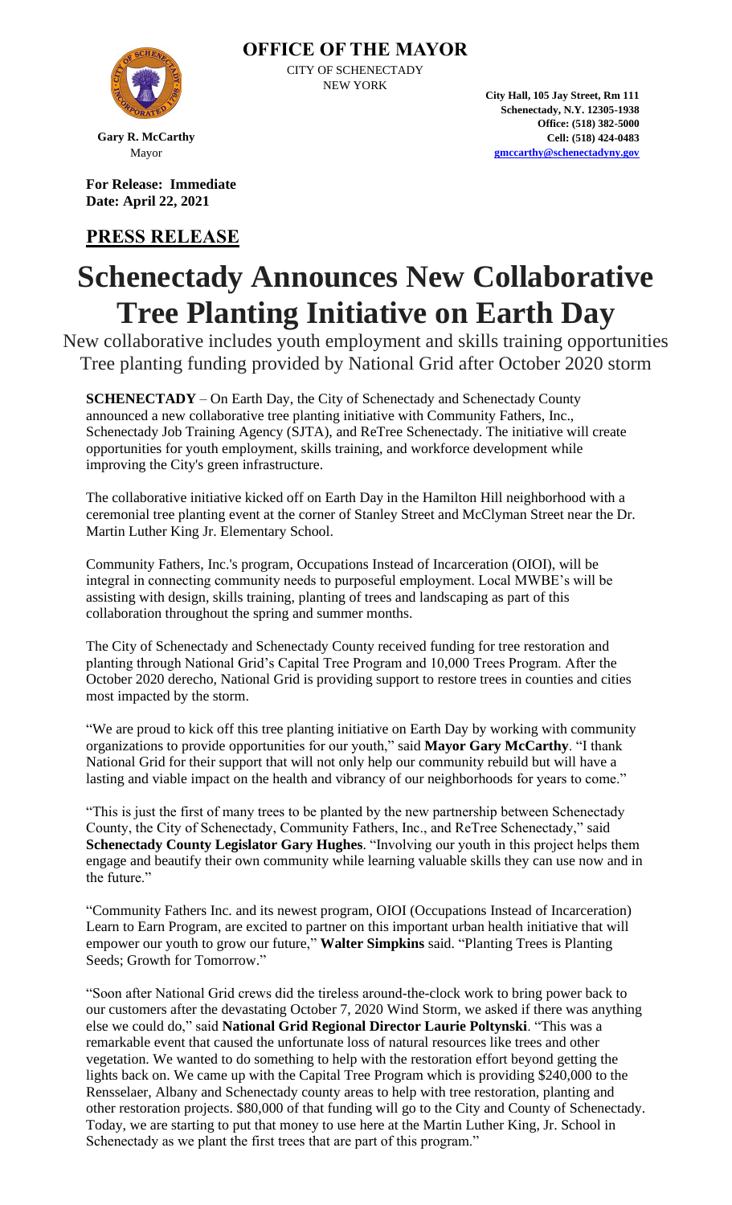**OFFICE OF THE MAYOR**

CITY OF SCHENECTADY
NEW YORK

**Gary R. McCarthy**
Mayor

**City Hall, 105 Jay Street, Rm 111**
**Schenectady, N.Y. 12305-1938**
**Office: (518) 382-5000**
**Cell: (518) 424-0483**
**gmccarthy@schenectadyny.gov**

**For Release: Immediate**
**Date: April 22, 2021**

## PRESS RELEASE

# Schenectady Announces New Collaborative Tree Planting Initiative on Earth Day

New collaborative includes youth employment and skills training opportunities
Tree planting funding provided by National Grid after October 2020 storm

**SCHENECTADY** – On Earth Day, the City of Schenectady and Schenectady County announced a new collaborative tree planting initiative with Community Fathers, Inc., Schenectady Job Training Agency (SJTA), and ReTree Schenectady. The initiative will create opportunities for youth employment, skills training, and workforce development while improving the City's green infrastructure.

The collaborative initiative kicked off on Earth Day in the Hamilton Hill neighborhood with a ceremonial tree planting event at the corner of Stanley Street and McClyman Street near the Dr. Martin Luther King Jr. Elementary School.

Community Fathers, Inc.'s program, Occupations Instead of Incarceration (OIOI), will be integral in connecting community needs to purposeful employment. Local MWBE's will be assisting with design, skills training, planting of trees and landscaping as part of this collaboration throughout the spring and summer months.

The City of Schenectady and Schenectady County received funding for tree restoration and planting through National Grid's Capital Tree Program and 10,000 Trees Program. After the October 2020 derecho, National Grid is providing support to restore trees in counties and cities most impacted by the storm.

"We are proud to kick off this tree planting initiative on Earth Day by working with community organizations to provide opportunities for our youth," said **Mayor Gary McCarthy**. "I thank National Grid for their support that will not only help our community rebuild but will have a lasting and viable impact on the health and vibrancy of our neighborhoods for years to come."

"This is just the first of many trees to be planted by the new partnership between Schenectady County, the City of Schenectady, Community Fathers, Inc., and ReTree Schenectady," said **Schenectady County Legislator Gary Hughes**. "Involving our youth in this project helps them engage and beautify their own community while learning valuable skills they can use now and in the future."

"Community Fathers Inc. and its newest program, OIOI (Occupations Instead of Incarceration) Learn to Earn Program, are excited to partner on this important urban health initiative that will empower our youth to grow our future," **Walter Simpkins** said. "Planting Trees is Planting Seeds; Growth for Tomorrow."

"Soon after National Grid crews did the tireless around-the-clock work to bring power back to our customers after the devastating October 7, 2020 Wind Storm, we asked if there was anything else we could do," said **National Grid Regional Director Laurie Poltynski**. "This was a remarkable event that caused the unfortunate loss of natural resources like trees and other vegetation. We wanted to do something to help with the restoration effort beyond getting the lights back on. We came up with the Capital Tree Program which is providing $240,000 to the Rensselaer, Albany and Schenectady county areas to help with tree restoration, planting and other restoration projects. $80,000 of that funding will go to the City and County of Schenectady. Today, we are starting to put that money to use here at the Martin Luther King, Jr. School in Schenectady as we plant the first trees that are part of this program."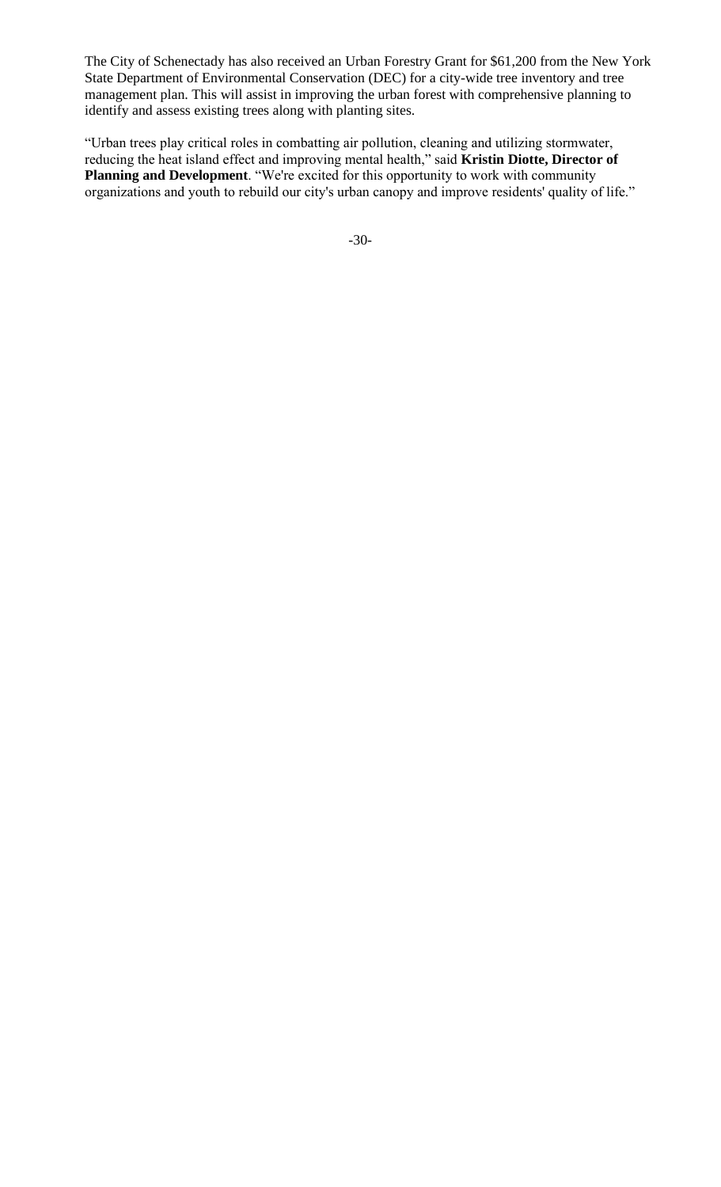The City of Schenectady has also received an Urban Forestry Grant for $61,200 from the New York State Department of Environmental Conservation (DEC) for a city-wide tree inventory and tree management plan. This will assist in improving the urban forest with comprehensive planning to identify and assess existing trees along with planting sites.

"Urban trees play critical roles in combatting air pollution, cleaning and utilizing stormwater, reducing the heat island effect and improving mental health," said **Kristin Diotte, Director of Planning and Development**. "We're excited for this opportunity to work with community organizations and youth to rebuild our city's urban canopy and improve residents' quality of life."

-30-